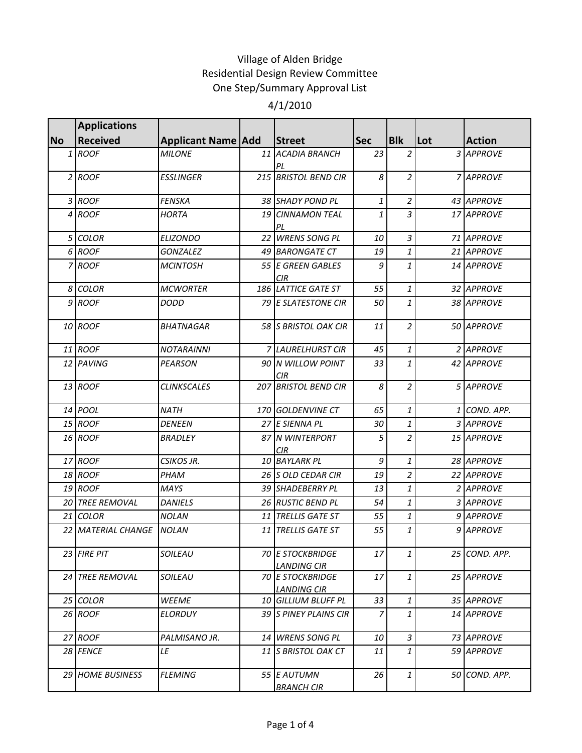# Village of Alden Bridge
## Residential Design Review Committee
## One Step/Summary Approval List
## 4/1/2010

| No | Applications Received | Applicant Name | Add | Street | Sec | Blk | Lot | Action |
|---|---|---|---|---|---|---|---|---|
| 1 | ROOF | MILONE | 11 | ACADIA BRANCH PL | 23 | 2 | 3 | APPROVE |
| 2 | ROOF | ESSLINGER | 215 | BRISTOL BEND CIR | 8 | 2 | 7 | APPROVE |
| 3 | ROOF | FENSKA | 38 | SHADY POND PL | 1 | 2 | 43 | APPROVE |
| 4 | ROOF | HORTA | 19 | CINNAMON TEAL PL | 1 | 3 | 17 | APPROVE |
| 5 | COLOR | ELIZONDO | 22 | WRENS SONG PL | 10 | 3 | 71 | APPROVE |
| 6 | ROOF | GONZALEZ | 49 | BARONGATE CT | 19 | 1 | 21 | APPROVE |
| 7 | ROOF | MCINTOSH | 55 | E GREEN GABLES CIR | 9 | 1 | 14 | APPROVE |
| 8 | COLOR | MCWORTER | 186 | LATTICE GATE ST | 55 | 1 | 32 | APPROVE |
| 9 | ROOF | DODD | 79 | E SLATESTONE CIR | 50 | 1 | 38 | APPROVE |
| 10 | ROOF | BHATNAGAR | 58 | S BRISTOL OAK CIR | 11 | 2 | 50 | APPROVE |
| 11 | ROOF | NOTARAINNI | 7 | LAURELHURST CIR | 45 | 1 | 2 | APPROVE |
| 12 | PAVING | PEARSON | 90 | N WILLOW POINT CIR | 33 | 1 | 42 | APPROVE |
| 13 | ROOF | CLINKSCALES | 207 | BRISTOL BEND CIR | 8 | 2 | 5 | APPROVE |
| 14 | POOL | NATH | 170 | GOLDENVINE CT | 65 | 1 | 1 | COND. APP. |
| 15 | ROOF | DENEEN | 27 | E SIENNA PL | 30 | 1 | 3 | APPROVE |
| 16 | ROOF | BRADLEY | 87 | N WINTERPORT CIR | 5 | 2 | 15 | APPROVE |
| 17 | ROOF | CSIKOS JR. | 10 | BAYLARK PL | 9 | 1 | 28 | APPROVE |
| 18 | ROOF | PHAM | 26 | S OLD CEDAR CIR | 19 | 2 | 22 | APPROVE |
| 19 | ROOF | MAYS | 39 | SHADEBERRY PL | 13 | 1 | 2 | APPROVE |
| 20 | TREE REMOVAL | DANIELS | 26 | RUSTIC BEND PL | 54 | 1 | 3 | APPROVE |
| 21 | COLOR | NOLAN | 11 | TRELLIS GATE ST | 55 | 1 | 9 | APPROVE |
| 22 | MATERIAL CHANGE | NOLAN | 11 | TRELLIS GATE ST | 55 | 1 | 9 | APPROVE |
| 23 | FIRE PIT | SOILEAU | 70 | E STOCKBRIDGE LANDING CIR | 17 | 1 | 25 | COND. APP. |
| 24 | TREE REMOVAL | SOILEAU | 70 | E STOCKBRIDGE LANDING CIR | 17 | 1 | 25 | APPROVE |
| 25 | COLOR | WEEME | 10 | GILLIUM BLUFF PL | 33 | 1 | 35 | APPROVE |
| 26 | ROOF | ELORDUY | 39 | S PINEY PLAINS CIR | 7 | 1 | 14 | APPROVE |
| 27 | ROOF | PALMISANO JR. | 14 | WRENS SONG PL | 10 | 3 | 73 | APPROVE |
| 28 | FENCE | LE | 11 | S BRISTOL OAK CT | 11 | 1 | 59 | APPROVE |
| 29 | HOME BUSINESS | FLEMING | 55 | E AUTUMN BRANCH CIR | 26 | 1 | 50 | COND. APP. |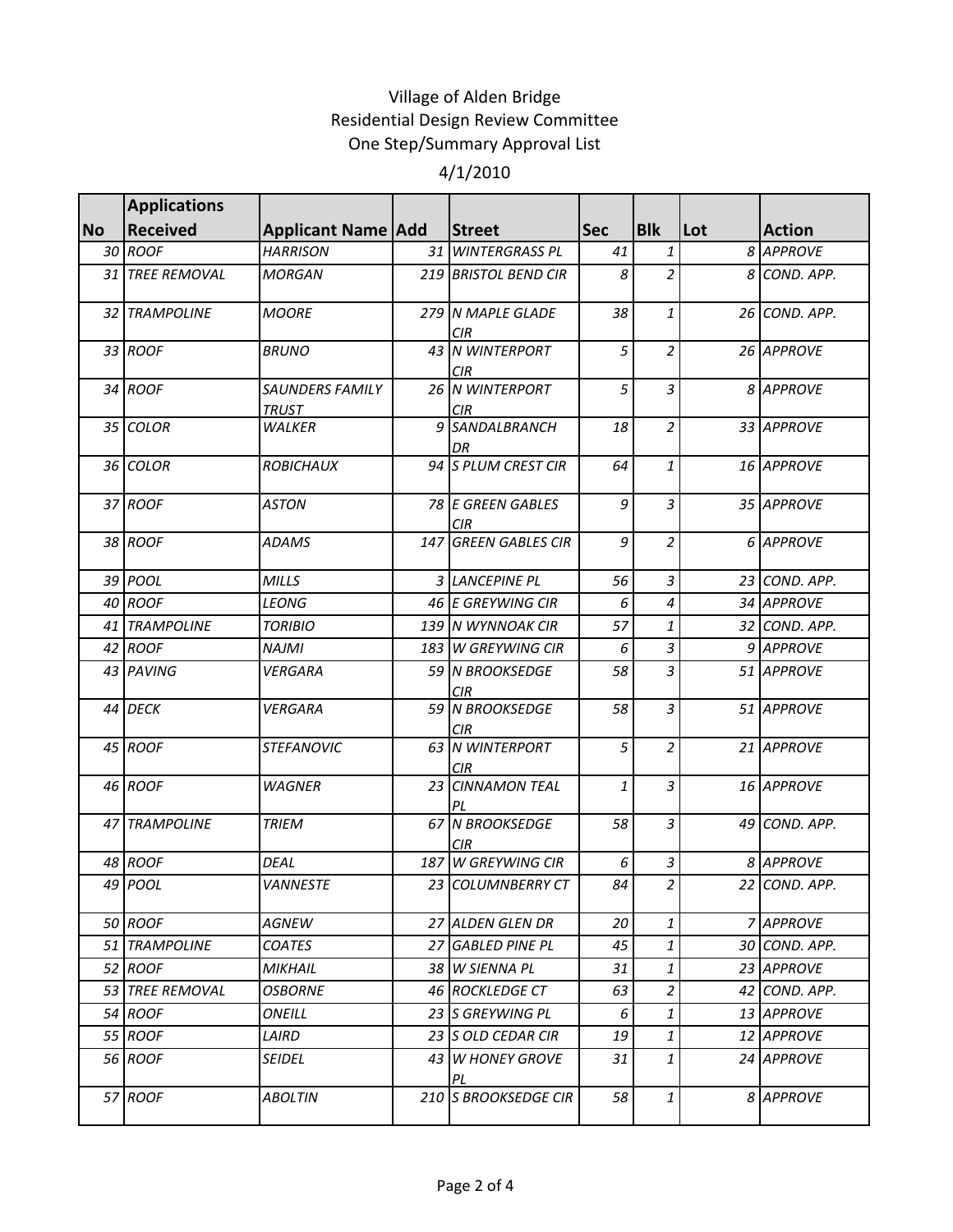Village of Alden Bridge
Residential Design Review Committee
One Step/Summary Approval List
4/1/2010

| No | Applications Received | Applicant Name | Add | Street | Sec | Blk | Lot | Action |
|---|---|---|---|---|---|---|---|---|
| 30 | ROOF | HARRISON | 31 | WINTERGRASS PL | 41 | 1 | 8 | APPROVE |
| 31 | TREE REMOVAL | MORGAN | 219 | BRISTOL BEND CIR | 8 | 2 | 8 | COND. APP. |
| 32 | TRAMPOLINE | MOORE | 279 | N MAPLE GLADE CIR | 38 | 1 | 26 | COND. APP. |
| 33 | ROOF | BRUNO | 43 | N WINTERPORT CIR | 5 | 2 | 26 | APPROVE |
| 34 | ROOF | SAUNDERS FAMILY TRUST | 26 | N WINTERPORT CIR | 5 | 3 | 8 | APPROVE |
| 35 | COLOR | WALKER | 9 | SANDALBRANCH DR | 18 | 2 | 33 | APPROVE |
| 36 | COLOR | ROBICHAUX | 94 | S PLUM CREST CIR | 64 | 1 | 16 | APPROVE |
| 37 | ROOF | ASTON | 78 | E GREEN GABLES CIR | 9 | 3 | 35 | APPROVE |
| 38 | ROOF | ADAMS | 147 | GREEN GABLES CIR | 9 | 2 | 6 | APPROVE |
| 39 | POOL | MILLS | 3 | LANCEPINE PL | 56 | 3 | 23 | COND. APP. |
| 40 | ROOF | LEONG | 46 | E GREYWING CIR | 6 | 4 | 34 | APPROVE |
| 41 | TRAMPOLINE | TORIBIO | 139 | N WYNNOAK CIR | 57 | 1 | 32 | COND. APP. |
| 42 | ROOF | NAJMI | 183 | W GREYWING CIR | 6 | 3 | 9 | APPROVE |
| 43 | PAVING | VERGARA | 59 | N BROOKSEDGE CIR | 58 | 3 | 51 | APPROVE |
| 44 | DECK | VERGARA | 59 | N BROOKSEDGE CIR | 58 | 3 | 51 | APPROVE |
| 45 | ROOF | STEFANOVIC | 63 | N WINTERPORT CIR | 5 | 2 | 21 | APPROVE |
| 46 | ROOF | WAGNER | 23 | CINNAMON TEAL PL | 1 | 3 | 16 | APPROVE |
| 47 | TRAMPOLINE | TRIEM | 67 | N BROOKSEDGE CIR | 58 | 3 | 49 | COND. APP. |
| 48 | ROOF | DEAL | 187 | W GREYWING CIR | 6 | 3 | 8 | APPROVE |
| 49 | POOL | VANNESTE | 23 | COLUMNBERRY CT | 84 | 2 | 22 | COND. APP. |
| 50 | ROOF | AGNEW | 27 | ALDEN GLEN DR | 20 | 1 | 7 | APPROVE |
| 51 | TRAMPOLINE | COATES | 27 | GABLED PINE PL | 45 | 1 | 30 | COND. APP. |
| 52 | ROOF | MIKHAIL | 38 | W SIENNA PL | 31 | 1 | 23 | APPROVE |
| 53 | TREE REMOVAL | OSBORNE | 46 | ROCKLEDGE CT | 63 | 2 | 42 | COND. APP. |
| 54 | ROOF | ONEILL | 23 | S GREYWING PL | 6 | 1 | 13 | APPROVE |
| 55 | ROOF | LAIRD | 23 | S OLD CEDAR CIR | 19 | 1 | 12 | APPROVE |
| 56 | ROOF | SEIDEL | 43 | W HONEY GROVE PL | 31 | 1 | 24 | APPROVE |
| 57 | ROOF | ABOLTIN | 210 | S BROOKSEDGE CIR | 58 | 1 | 8 | APPROVE |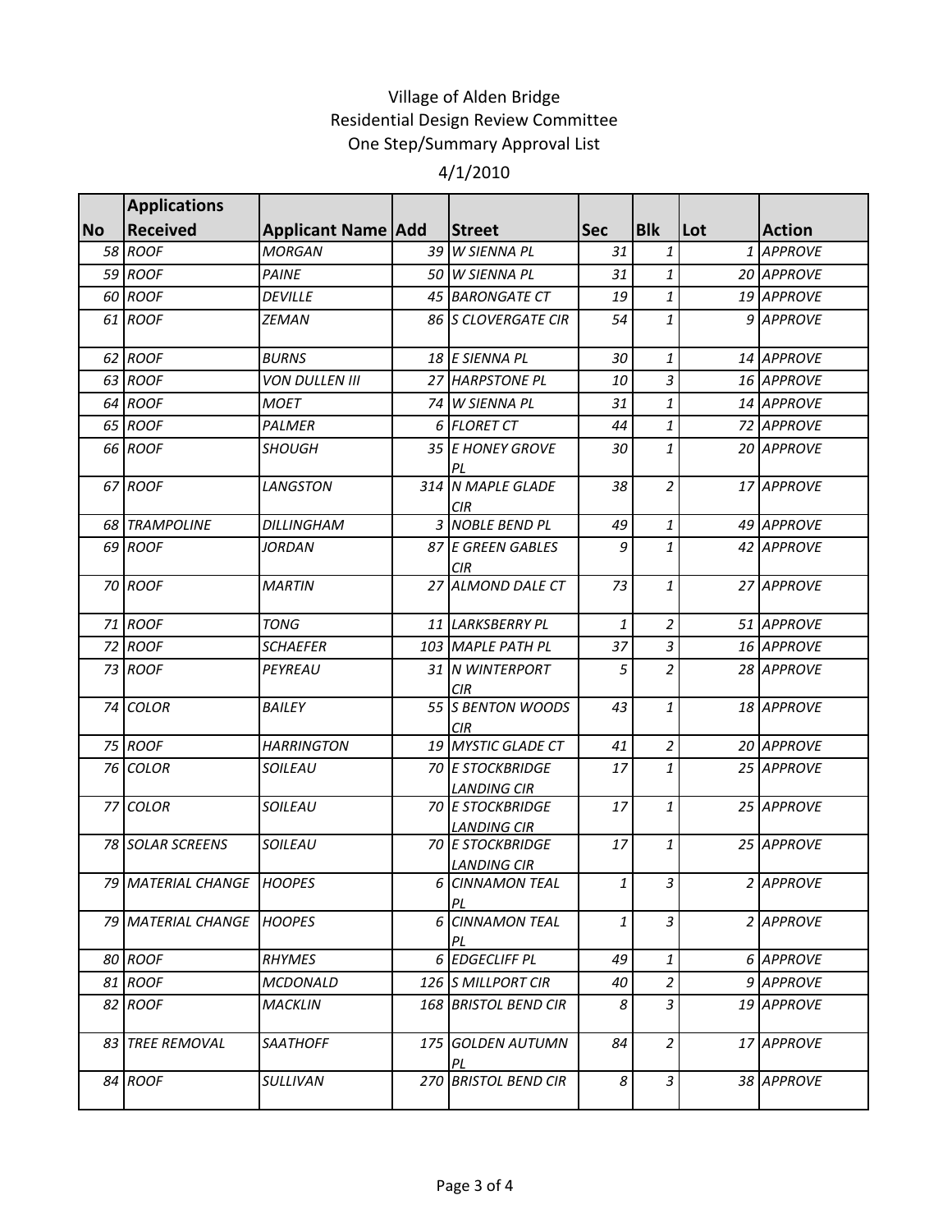Village of Alden Bridge
Residential Design Review Committee
One Step/Summary Approval List

4/1/2010

| No | Applications Received | Applicant Name | Add | Street | Sec | Blk | Lot | Action |
|---|---|---|---|---|---|---|---|---|
| 58 | ROOF | MORGAN | 39 | W SIENNA PL | 31 | 1 | 1 | APPROVE |
| 59 | ROOF | PAINE | 50 | W SIENNA PL | 31 | 1 | 20 | APPROVE |
| 60 | ROOF | DEVILLE | 45 | BARONGATE CT | 19 | 1 | 19 | APPROVE |
| 61 | ROOF | ZEMAN | 86 | S CLOVERGATE CIR | 54 | 1 | 9 | APPROVE |
| 62 | ROOF | BURNS | 18 | E SIENNA PL | 30 | 1 | 14 | APPROVE |
| 63 | ROOF | VON DULLEN III | 27 | HARPSTONE PL | 10 | 3 | 16 | APPROVE |
| 64 | ROOF | MOET | 74 | W SIENNA PL | 31 | 1 | 14 | APPROVE |
| 65 | ROOF | PALMER | 6 | FLORET CT | 44 | 1 | 72 | APPROVE |
| 66 | ROOF | SHOUGH | 35 | E HONEY GROVE PL | 30 | 1 | 20 | APPROVE |
| 67 | ROOF | LANGSTON | 314 | N MAPLE GLADE CIR | 38 | 2 | 17 | APPROVE |
| 68 | TRAMPOLINE | DILLINGHAM | 3 | NOBLE BEND PL | 49 | 1 | 49 | APPROVE |
| 69 | ROOF | JORDAN | 87 | E GREEN GABLES CIR | 9 | 1 | 42 | APPROVE |
| 70 | ROOF | MARTIN | 27 | ALMOND DALE CT | 73 | 1 | 27 | APPROVE |
| 71 | ROOF | TONG | 11 | LARKSBERRY PL | 1 | 2 | 51 | APPROVE |
| 72 | ROOF | SCHAEFER | 103 | MAPLE PATH PL | 37 | 3 | 16 | APPROVE |
| 73 | ROOF | PEYREAU | 31 | N WINTERPORT CIR | 5 | 2 | 28 | APPROVE |
| 74 | COLOR | BAILEY | 55 | S BENTON WOODS CIR | 43 | 1 | 18 | APPROVE |
| 75 | ROOF | HARRINGTON | 19 | MYSTIC GLADE CT | 41 | 2 | 20 | APPROVE |
| 76 | COLOR | SOILEAU | 70 | E STOCKBRIDGE LANDING CIR | 17 | 1 | 25 | APPROVE |
| 77 | COLOR | SOILEAU | 70 | E STOCKBRIDGE LANDING CIR | 17 | 1 | 25 | APPROVE |
| 78 | SOLAR SCREENS | SOILEAU | 70 | E STOCKBRIDGE LANDING CIR | 17 | 1 | 25 | APPROVE |
| 79 | MATERIAL CHANGE | HOOPES | 6 | CINNAMON TEAL PL | 1 | 3 | 2 | APPROVE |
| 79 | MATERIAL CHANGE | HOOPES | 6 | CINNAMON TEAL PL | 1 | 3 | 2 | APPROVE |
| 80 | ROOF | RHYMES | 6 | EDGECLIFF PL | 49 | 1 | 6 | APPROVE |
| 81 | ROOF | MCDONALD | 126 | S MILLPORT CIR | 40 | 2 | 9 | APPROVE |
| 82 | ROOF | MACKLIN | 168 | BRISTOL BEND CIR | 8 | 3 | 19 | APPROVE |
| 83 | TREE REMOVAL | SAATHOFF | 175 | GOLDEN AUTUMN PL | 84 | 2 | 17 | APPROVE |
| 84 | ROOF | SULLIVAN | 270 | BRISTOL BEND CIR | 8 | 3 | 38 | APPROVE |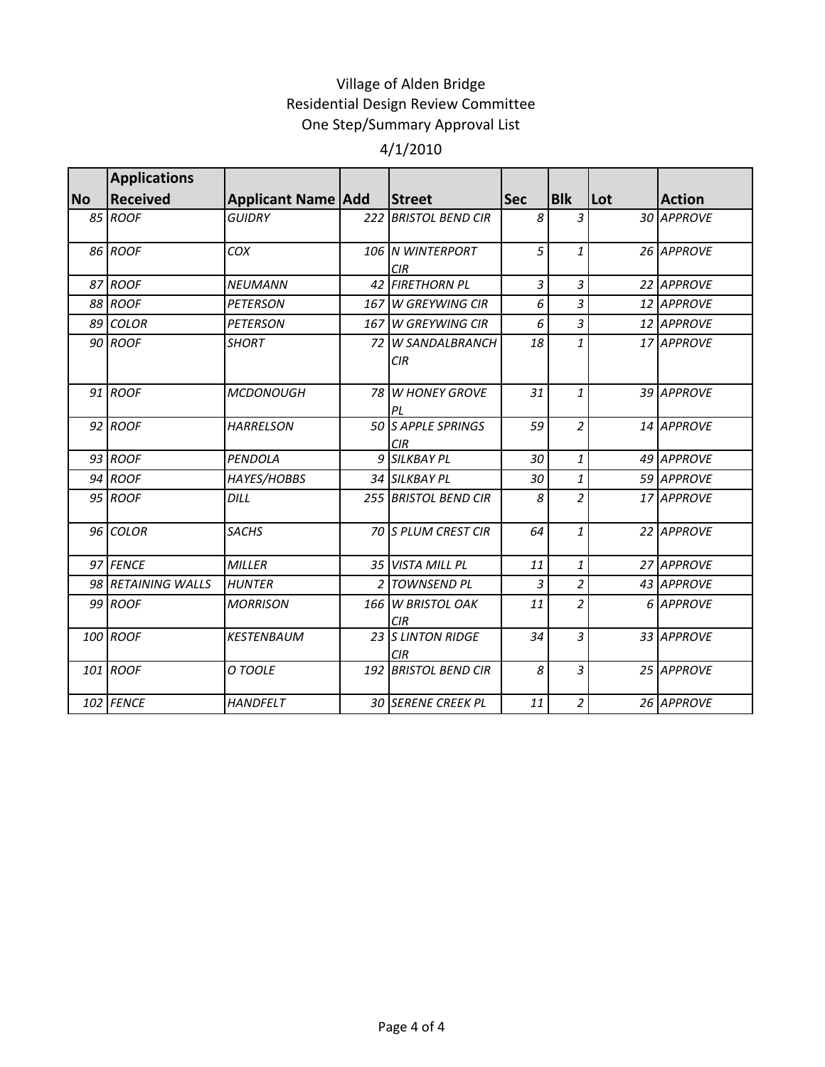Village of Alden Bridge
Residential Design Review Committee
One Step/Summary Approval List

4/1/2010

| No | Applications Received | Applicant Name | Add | Street | Sec | Blk | Lot | Action |
|---|---|---|---|---|---|---|---|---|
| 85 | ROOF | GUIDRY | 222 | BRISTOL BEND CIR | 8 | 3 | 30 | APPROVE |
| 86 | ROOF | COX | 106 | N WINTERPORT CIR | 5 | 1 | 26 | APPROVE |
| 87 | ROOF | NEUMANN | 42 | FIRETHORN PL | 3 | 3 | 22 | APPROVE |
| 88 | ROOF | PETERSON | 167 | W GREYWING CIR | 6 | 3 | 12 | APPROVE |
| 89 | COLOR | PETERSON | 167 | W GREYWING CIR | 6 | 3 | 12 | APPROVE |
| 90 | ROOF | SHORT | 72 | W SANDALBRANCH CIR | 18 | 1 | 17 | APPROVE |
| 91 | ROOF | MCDONOUGH | 78 | W HONEY GROVE PL | 31 | 1 | 39 | APPROVE |
| 92 | ROOF | HARRELSON | 50 | S APPLE SPRINGS CIR | 59 | 2 | 14 | APPROVE |
| 93 | ROOF | PENDOLA | 9 | SILKBAY PL | 30 | 1 | 49 | APPROVE |
| 94 | ROOF | HAYES/HOBBS | 34 | SILKBAY PL | 30 | 1 | 59 | APPROVE |
| 95 | ROOF | DILL | 255 | BRISTOL BEND CIR | 8 | 2 | 17 | APPROVE |
| 96 | COLOR | SACHS | 70 | S PLUM CREST CIR | 64 | 1 | 22 | APPROVE |
| 97 | FENCE | MILLER | 35 | VISTA MILL PL | 11 | 1 | 27 | APPROVE |
| 98 | RETAINING WALLS | HUNTER | 2 | TOWNSEND PL | 3 | 2 | 43 | APPROVE |
| 99 | ROOF | MORRISON | 166 | W BRISTOL OAK CIR | 11 | 2 | 6 | APPROVE |
| 100 | ROOF | KESTENBAUM | 23 | S LINTON RIDGE CIR | 34 | 3 | 33 | APPROVE |
| 101 | ROOF | O TOOLE | 192 | BRISTOL BEND CIR | 8 | 3 | 25 | APPROVE |
| 102 | FENCE | HANDFELT | 30 | SERENE CREEK PL | 11 | 2 | 26 | APPROVE |